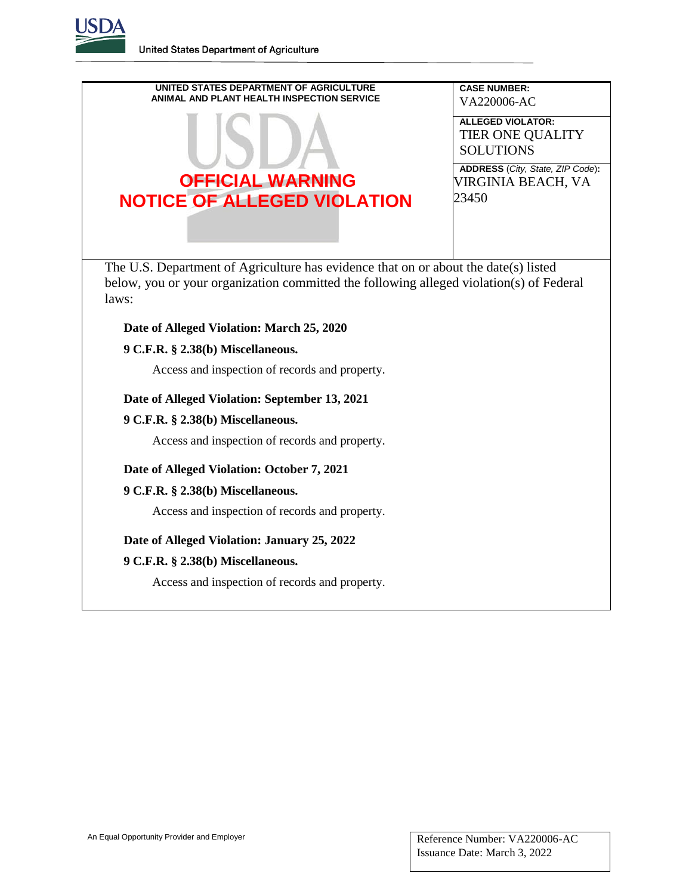United States Department of Agriculture

UNITED STATES DEPARTMENT OF AGRICULTURE
ANIMAL AND PLANT HEALTH INSPECTION SERVICE

# OFFICIAL WARNING
# NOTICE OF ALLEGED VIOLATION

**CASE NUMBER:**
VA220006-AC

**ALLEGED VIOLATOR:**
TIER ONE QUALITY SOLUTIONS

**ADDRESS** (*City, State, ZIP Code*)**:**
VIRGINIA BEACH, VA 23450

The U.S. Department of Agriculture has evidence that on or about the date(s) listed below, you or your organization committed the following alleged violation(s) of Federal laws:

**Date of Alleged Violation: March 25, 2020**

**9 C.F.R. § 2.38(b) Miscellaneous.**

Access and inspection of records and property.

**Date of Alleged Violation: September 13, 2021**

**9 C.F.R. § 2.38(b) Miscellaneous.**

Access and inspection of records and property.

**Date of Alleged Violation: October 7, 2021**

**9 C.F.R. § 2.38(b) Miscellaneous.**

Access and inspection of records and property.

**Date of Alleged Violation: January 25, 2022**

**9 C.F.R. § 2.38(b) Miscellaneous.**

Access and inspection of records and property.

An Equal Opportunity Provider and Employer

Reference Number: VA220006-AC
Issuance Date: March 3, 2022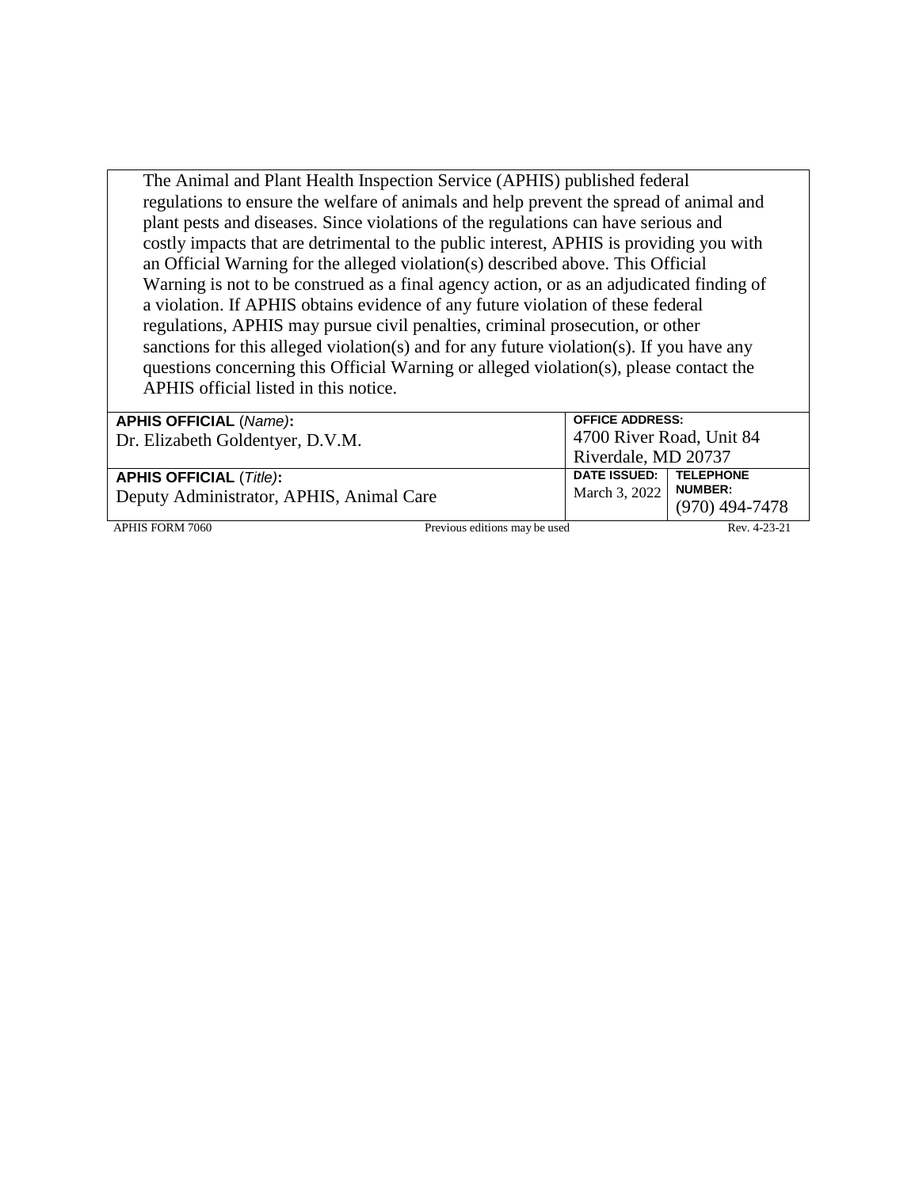The Animal and Plant Health Inspection Service (APHIS) published federal regulations to ensure the welfare of animals and help prevent the spread of animal and plant pests and diseases. Since violations of the regulations can have serious and costly impacts that are detrimental to the public interest, APHIS is providing you with an Official Warning for the alleged violation(s) described above. This Official Warning is not to be construed as a final agency action, or as an adjudicated finding of a violation. If APHIS obtains evidence of any future violation of these federal regulations, APHIS may pursue civil penalties, criminal prosecution, or other sanctions for this alleged violation(s) and for any future violation(s). If you have any questions concerning this Official Warning or alleged violation(s), please contact the APHIS official listed in this notice.

| | | |
|---|---|---|
| **APHIS OFFICIAL** (*Name)*: Dr. Elizabeth Goldentyer, D.V.M. | **OFFICE ADDRESS:** 4700 River Road, Unit 84 Riverdale, MD 20737 | |
| **APHIS OFFICIAL** (*Title)*: Deputy Administrator, APHIS, Animal Care | **DATE ISSUED:** March 3, 2022 | **TELEPHONE NUMBER:** (970) 494-7478 |

APHIS FORM 7060 Previous editions may be used Rev. 4-23-21